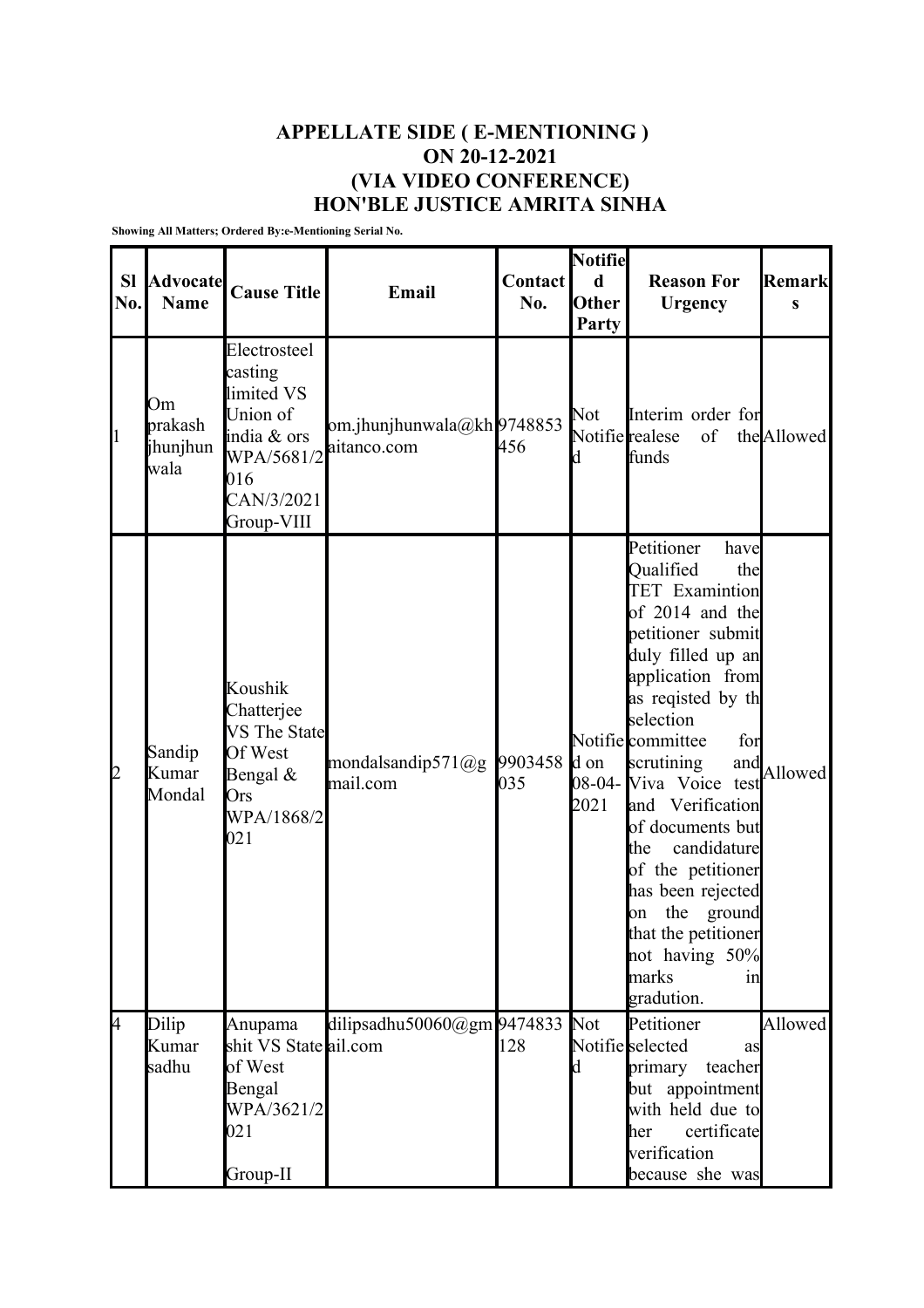# APPELLATE SIDE ( E-MENTIONING ) ON 20-12-2021 (VIA VIDEO CONFERENCE) HON'BLE JUSTICE AMRITA SINHA

**Showing All Matters; Ordered By:e-Mentioning Serial No.**

| Sl No. | Advocate Name | Cause Title | Email | Contact No. | Notified Other Party | Reason For Urgency | Remarks |
|---|---|---|---|---|---|---|---|
| 1 | Om prakash jhunjhunwala | Electrosteel casting limited VS Union of india & ors WPA/5681/2016 CAN/3/2021 Group-VIII | om.jhunjhunwala@khaitanco.com | 9748853456 | Not Notified | Interim order for realese of the funds | Allowed |
| 2 | Sandip Kumar Mondal | Koushik Chatterjee VS The State Of West Bengal & Ors WPA/1868/2021 | mondalsandip571@gmail.com | 9903458035 | Notified on 08-04-2021 | Petitioner have Qualified the TET Examintion of 2014 and the petitioner submit duly filled up an application from as reqisted by th selection committee for scrutining and Viva Voice test and Verification of documents but the candidature of the petitioner has been rejected on the ground that the petitioner not having 50% marks in gradution. | Allowed |
| 4 | Dilip Kumar sadhu | Anupama shit VS State of West Bengal WPA/3621/2021 Group-II | dilipsadhu50060@gmail.com | 9474833128 | Not Notified | Petitioner selected as primary teacher but appointment with held due to her certificate verification because she was | Allowed |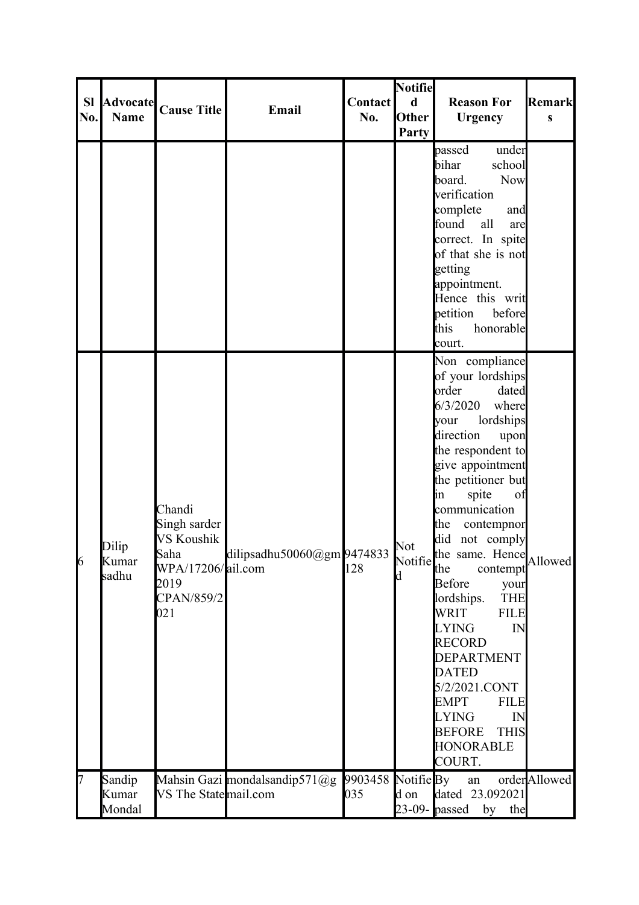| Sl No. | Advocate Name | Cause Title | Email | Contact No. | Notified Other Party | Reason For Urgency | Remarks |
|---|---|---|---|---|---|---|---|
| | | | | | | passed under bihar school board. Now verification complete and found all are correct. In spite of that she is not getting appointment. Hence this writ petition before this honorable court. | |
| 6 | Dilip Kumar sadhu | Chandi Singh sarder VS Koushik Saha WPA/17206/2019 CPAN/859/2021 | dilipsadhu50060@gmail.com | 9474833128 | Not Notified | Non compliance of your lordships order dated 6/3/2020 where your lordships direction upon the respondent to give appointment the petitioner but in spite of communication the contempnor did not comply the same. Hence the contempt Before your lordships. THE WRIT FILE LYING IN RECORD DEPARTMENT DATED 5/2/2021.CONTEMPT FILE LYING IN BEFORE THIS HONORABLE COURT. | Allowed |
| 7 | Sandip Kumar Mondal | Mahsin Gazi VS The State | mondalsandip571@gmail.com | 9903458035 | Notified on 23-09- | By an order dated 23.092021 passed by the | Allowed |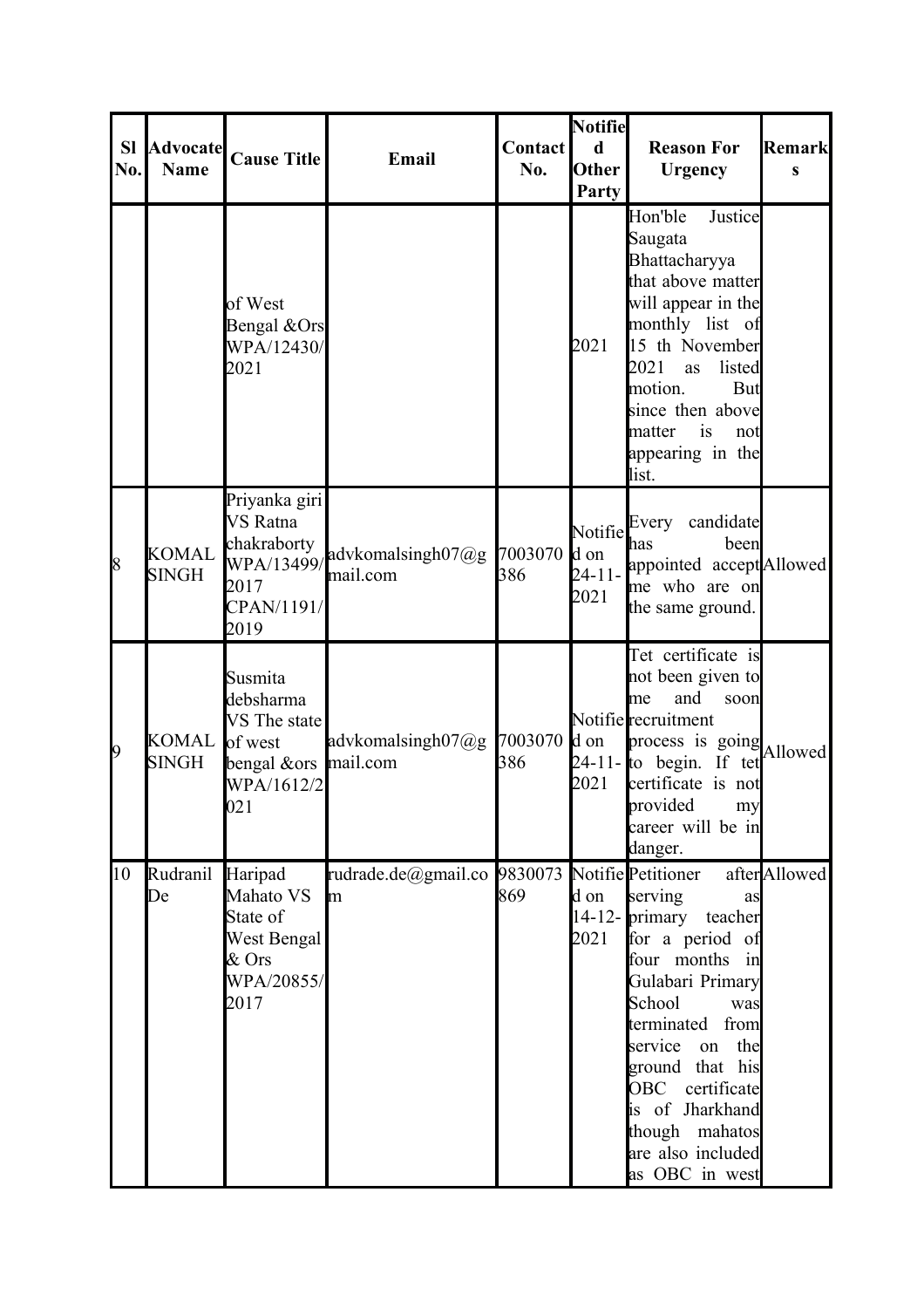| Sl No. | Advocate Name | Cause Title | Email | Contact No. | Notified Other Party | Reason For Urgency | Remarks |
|---|---|---|---|---|---|---|---|
| | | of West Bengal &Ors WPA/12430/2021 | | | 2021 | Hon'ble Justice Saugata Bhattacharyya that above matter will appear in the monthly list of 15 th November 2021 as listed motion. But since then above matter is not appearing in the list. | |
| 8 | KOMAL SINGH | Priyanka giri VS Ratna chakraborty WPA/13499/2017 CPAN/1191/2019 | advkomalsingh07@gmail.com | 7003070386 | Notified on 24-11-2021 | Every candidate has been appointed accept me who are on the same ground. | Allowed |
| 9 | KOMAL SINGH | Susmita debsharma VS The state of west bengal &ors WPA/1612/2021 | advkomalsingh07@gmail.com | 7003070386 | Notified on 24-11-2021 | Tet certificate is not been given to me and soon recruitment process is going to begin. If tet certificate is not provided my career will be in danger. | Allowed |
| 10 | Rudranil De | Haripad Mahato VS State of West Bengal & Ors WPA/20855/2017 | rudrade.de@gmail.com | 9830073869 | Notified on 14-12-2021 | Petitioner after serving as primary teacher for a period of four months in Gulabari Primary School was terminated from service on the ground that his OBC certificate is of Jharkhand though mahatos are also included as OBC in west | Allowed |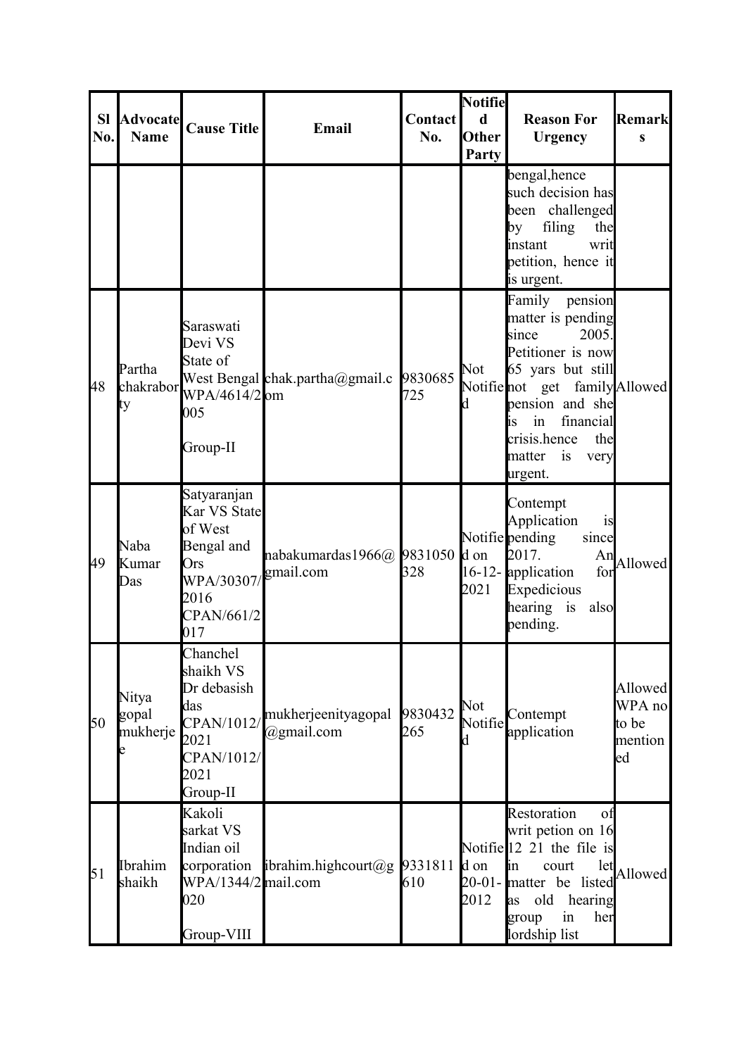| Sl No. | Advocate Name | Cause Title | Email | Contact No. | Notified Other Party | Reason For Urgency | Remarks |
|---|---|---|---|---|---|---|---|
| | | | | | | bengal,hence such decision has been challenged by filing the instant writ petition, hence it is urgent. | |
| 48 | Partha chakraborty | Saraswati Devi VS State of West Bengal WPA/4614/2005<br><br>Group-II | chak.partha@gmail.com | 9830685725 | Not Notified | Family pension matter is pending since 2005. Petitioner is now 65 yars but still not get family pension and she is in financial crisis.hence the matter is very urgent. | Allowed |
| 49 | Naba Kumar Das | Satyaranjan Kar VS State of West Bengal and Ors WPA/30307/2016 CPAN/661/2017 | nabakumardas1966@gmail.com | 9831050328 | Notified on 16-12-2021 | Contempt Application is pending since 2017. An application for Expedicious hearing is also pending. | Allowed |
| 50 | Nitya gopal mukherjee | Chanchel shaikh VS Dr debasish das CPAN/1012/2021 CPAN/1012/2021 Group-II | mukherjeenityagopal@gmail.com | 9830432265 | Not Notified | Contempt application | Allowed WPA no to be mentioned |
| 51 | Ibrahim shaikh | Kakoli sarkat VS Indian oil corporation WPA/1344/2020<br><br>Group-VIII | ibrahim.highcourt@gmail.com | 9331811610 | Notified on 20-01-2012 | Restoration of writ petion on 16 12 21 the file is in court let matter be listed as old hearing group in her lordship list | Allowed |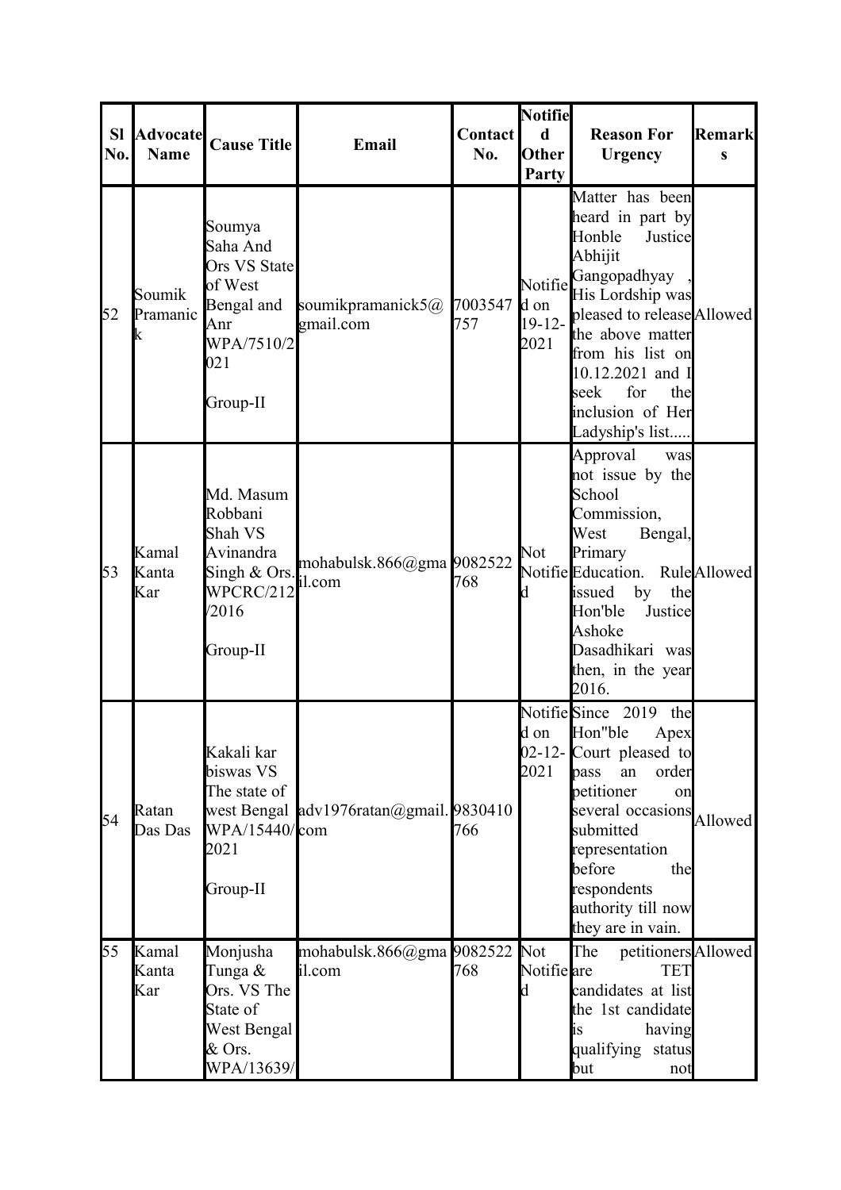| Sl No. | Advocate Name | Cause Title | Email | Contact No. | Notified Other Party | Reason For Urgency | Remarks |
|---|---|---|---|---|---|---|---|
| 52 | Soumik Pramanick | Soumya Saha And Ors VS State of West Bengal and Anr WPA/7510/2021 Group-II | soumikpramanick5@gmail.com | 7003547757 | Notified on 19-12-2021 | Matter has been heard in part by Honble Justice Abhijit Gangopadhyay , His Lordship was pleased to release the above matter from his list on 10.12.2021 and I seek for the inclusion of Her Ladyship's list..... | Allowed |
| 53 | Kamal Kanta Kar | Md. Masum Robbani Shah VS Avinandra Singh & Ors. WPCRC/212/2016 Group-II | mohabulsk.866@gmail.com | 9082522768 | Not Notified | Approval was not issue by the School Commission, West Bengal, Primary Education. Rule issued by the Hon'ble Justice Ashoke Dasadhikari was then, in the year 2016. | Allowed |
| 54 | Ratan Das Das | Kakali kar biswas VS The state of west Bengal WPA/15440/2021 Group-II | adv1976ratan@gmail.com | 9830410766 | Notified on 02-12-2021 | Since 2019 the Hon"ble Apex Court pleased to pass an order petitioner on several occasions submitted representation before the respondents authority till now they are in vain. | Allowed |
| 55 | Kamal Kanta Kar | Monjusha Tunga & Ors. VS The State of West Bengal & Ors. WPA/13639/ | mohabulsk.866@gmail.com | 9082522768 | Not Notified | The petitioners are TET candidates at list the 1st candidate is having qualifying status but not | Allowed |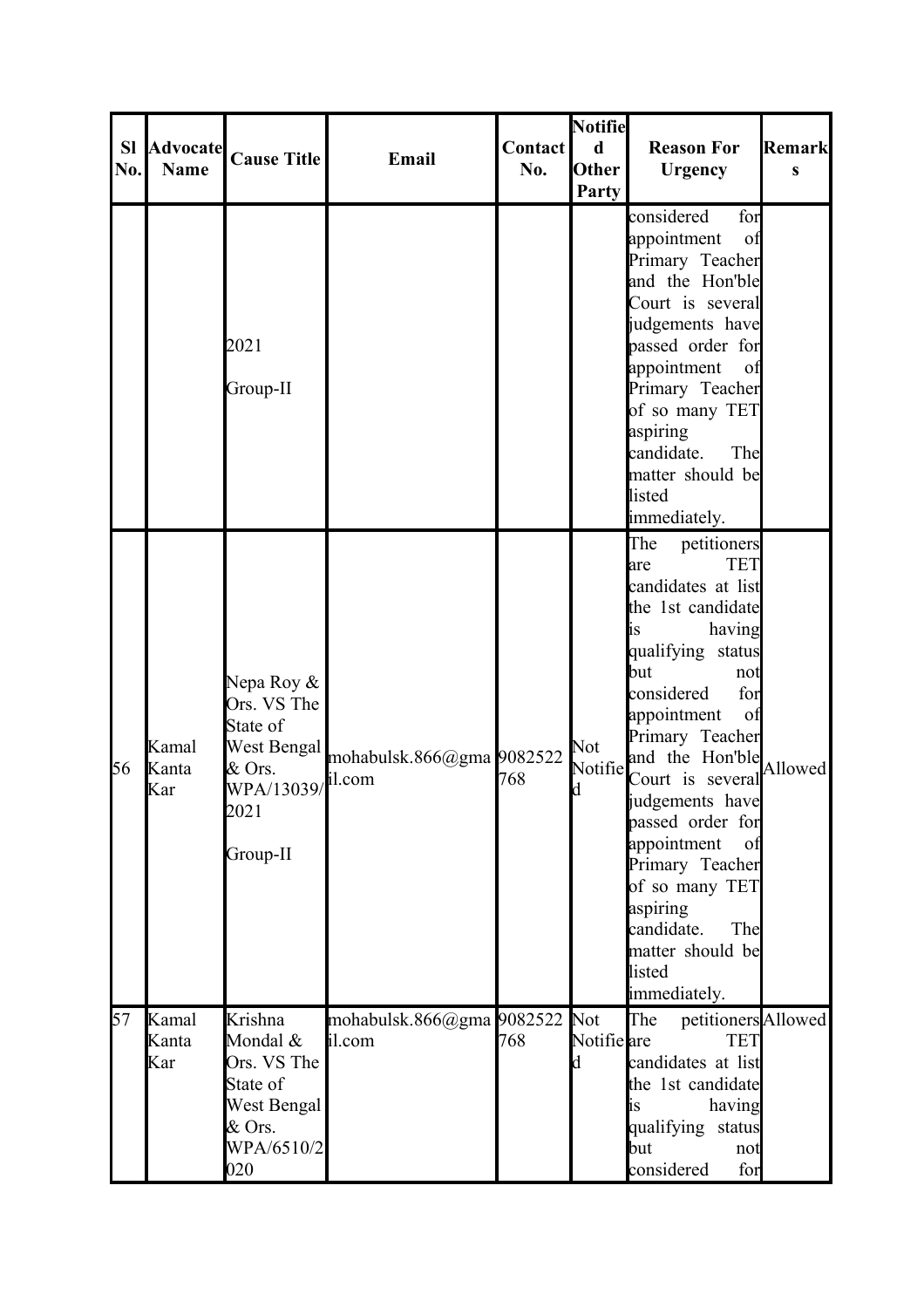| Sl No. | Advocate Name | Cause Title | Email | Contact No. | Notified Other Party | Reason For Urgency | Remarks |
|---|---|---|---|---|---|---|---|
| | | 2021 Group-II | | | | considered for appointment of Primary Teacher and the Hon'ble Court is several judgements have passed order for appointment of Primary Teacher of so many TET aspiring candidate. The matter should be listed immediately. | |
| 56 | Kamal Kanta Kar | Nepa Roy & Ors. VS The State of West Bengal & Ors. WPA/13039/2021 Group-II | mohabulsk.866@gmail.com | 9082522768 | Not Notified | The petitioners are TET candidates at list the 1st candidate is having qualifying status but not considered for appointment of Primary Teacher and the Hon'ble Court is several judgements have passed order for appointment of Primary Teacher of so many TET aspiring candidate. The matter should be listed immediately. | Allowed |
| 57 | Kamal Kanta Kar | Krishna Mondal & Ors. VS The State of West Bengal & Ors. WPA/6510/2020 | mohabulsk.866@gmail.com | 9082522768 | Not Notified | The petitioners are TET candidates at list the 1st candidate is having qualifying status but not considered for | Allowed |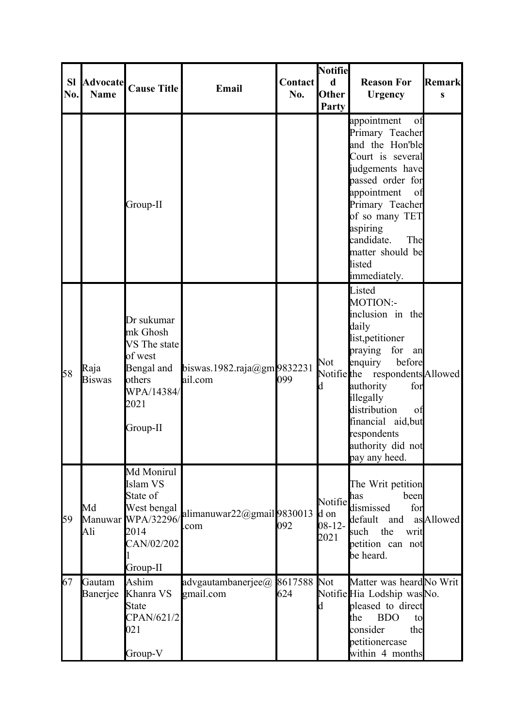| Sl No. | Advocate Name | Cause Title | Email | Contact No. | Notified Other Party | Reason For Urgency | Remarks |
|---|---|---|---|---|---|---|---|
| | | Group-II | | | | appointment of Primary Teacher and the Hon'ble Court is several judgements have passed order for appointment of Primary Teacher of so many TET aspiring candidate. The matter should be listed immediately. | |
| 58 | Raja Biswas | Dr sukumar mk Ghosh VS The state of west Bengal and others WPA/14384/2021 Group-II | biswas.1982.raja@gmail.com | 9832231099 | Not Notified | Listed MOTION:- inclusion in the daily list,petitioner praying for an enquiry before the respondents authority for illegally distribution of financial aid,but respondents authority did not pay any heed. | Allowed |
| 59 | Md Manuwar Ali | Md Monirul Islam VS State of West bengal WPA/32296/2014 CAN/02/2021 Group-II | alimanuwar22@gmail.com | 9830013092 | Notified on 08-12-2021 | The Writ petition has been dismissed for default and as such the writ petition can not be heard. | Allowed |
| 67 | Gautam Banerjee | Ashim Khanra VS State CPAN/621/2021 Group-V | advgautambanerjee@gmail.com | 8617588624 | Not Notified | Matter was heard Hia Lodship was pleased to direct the BDO to consider the petitionercase within 4 months | No Writ No. |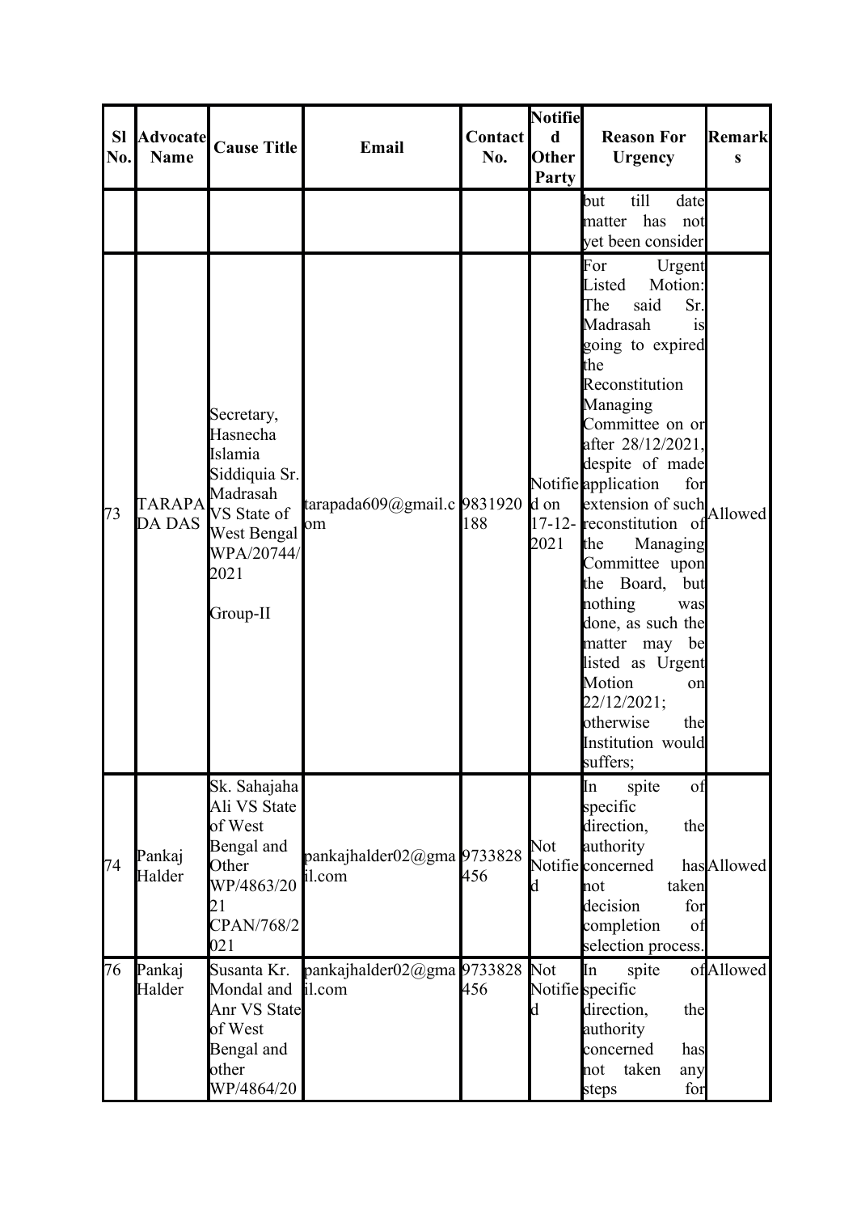| Sl No. | Advocate Name | Cause Title | Email | Contact No. | Notified Other Party | Reason For Urgency | Remarks |
|---|---|---|---|---|---|---|---|
| | | | | | | but till date matter has not yet been consider | |
| 73 | TARAPADA DAS | Secretary, Hasnecha Islamia Siddiquia Sr. Madrasah VS State of West Bengal WPA/20744/2021 Group-II | tarapada609@gmail.com | 9831920188 | Notified on 17-12-2021 | For Urgent Listed Motion: The said Sr. Madrasah is going to expired the Reconstitution Managing Committee on or after 28/12/2021, despite of made application for extension of such reconstitution of the Managing Committee upon the Board, but nothing was done, as such the matter may be listed as Urgent Motion on 22/12/2021; otherwise the Institution would suffers; | Allowed |
| 74 | Pankaj Halder | Sk. Sahajaha Ali VS State of West Bengal and Other WP/4863/2021 CPAN/768/2021 | pankajhalder02@gmail.com | 9733828456 | Not Notified | In spite of specific direction, the authority concerned has not taken decision for completion of selection process. | Allowed |
| 76 | Pankaj Halder | Susanta Kr. Mondal and Anr VS State of West Bengal and other WP/4864/20 | pankajhalder02@gmail.com | 9733828456 | Not Notified | In spite of specific direction, the authority concerned has not taken any steps for | Allowed |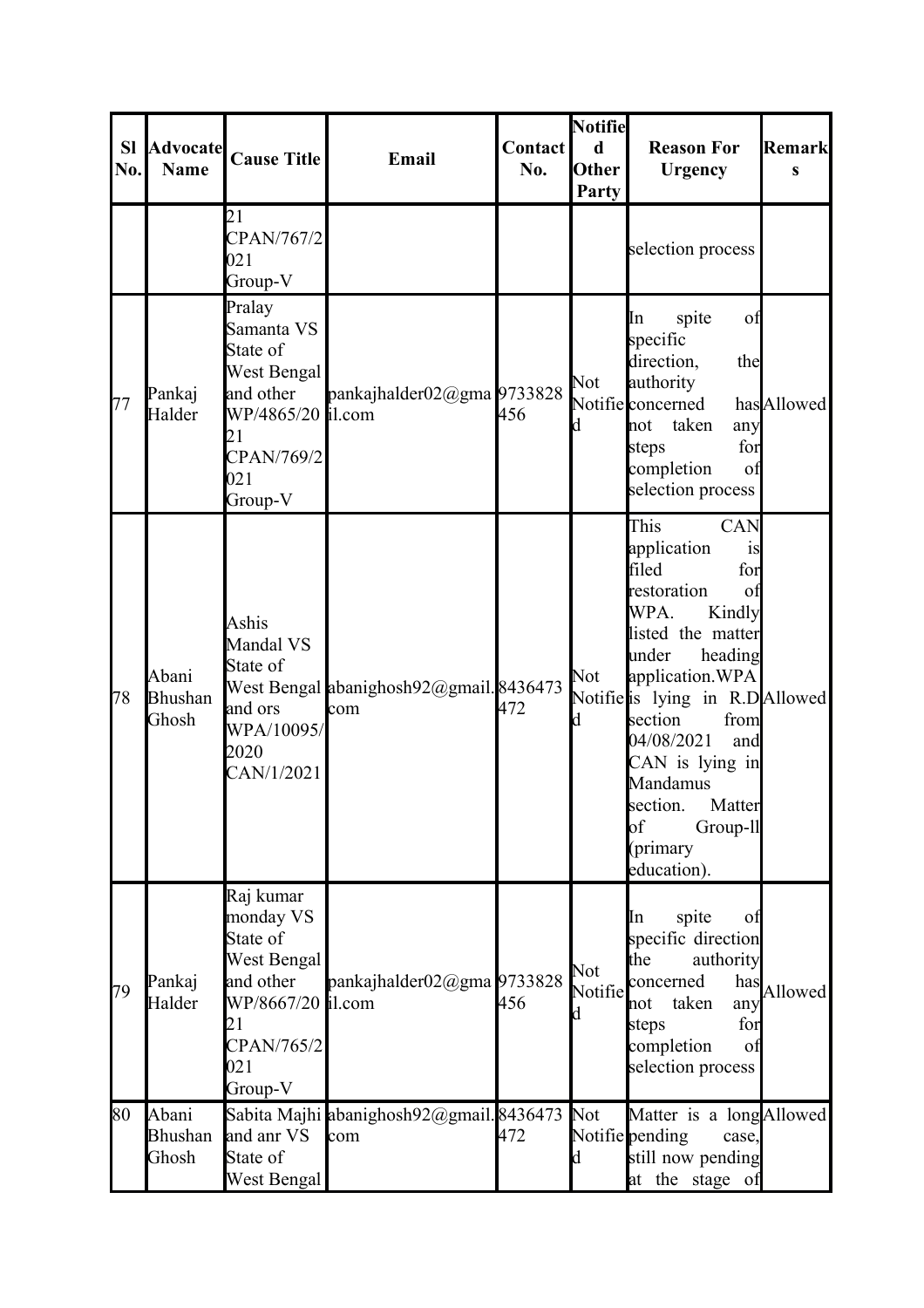| Sl No. | Advocate Name | Cause Title | Email | Contact No. | Notified Other Party | Reason For Urgency | Remarks |
|---|---|---|---|---|---|---|---|
| | | 21 CPAN/767/2021 Group-V | | | | selection process | |
| 77 | Pankaj Halder | Pralay Samanta VS State of West Bengal and other WP/4865/2021 CPAN/769/2021 Group-V | pankajhalder02@gmail.com | 9733828456 | Not Notified | In spite of specific direction, the authority concerned has not taken any steps for completion of selection process | Allowed |
| 78 | Abani Bhushan Ghosh | Ashis Mandal VS State of West Bengal and ors WPA/10095/2020 CAN/1/2021 | abanighosh92@gmail.com | 8436473472 | Not Notified | This CAN application is filed for restoration of WPA. Kindly listed the matter under heading application.WPA is lying in R.D section from 04/08/2021 and CAN is lying in Mandamus section. Matter of Group-ll (primary education). | Allowed |
| 79 | Pankaj Halder | Raj kumar monday VS State of West Bengal and other WP/8667/2021 CPAN/765/2021 Group-V | pankajhalder02@gmail.com | 9733828456 | Not Notified | In spite of specific direction the authority concerned has not taken any steps for completion of selection process | Allowed |
| 80 | Abani Bhushan Ghosh | Sabita Majhi and anr VS State of West Bengal | abanighosh92@gmail.com | 8436473472 | Not Notified | Matter is a long pending case, still now pending at the stage of | Allowed |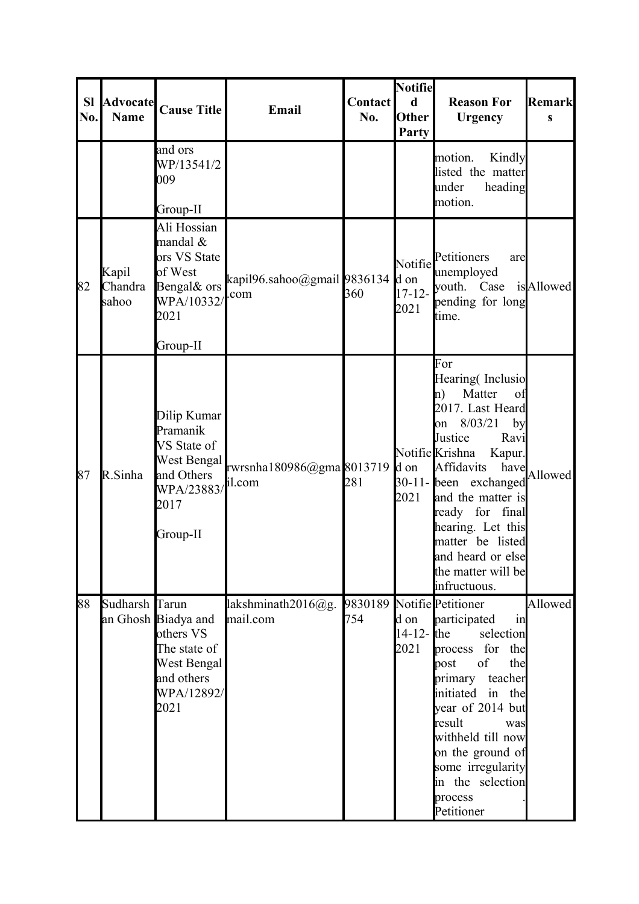| Sl No. | Advocate Name | Cause Title | Email | Contact No. | Notified Other Party | Reason For Urgency | Remarks |
|---|---|---|---|---|---|---|---|
| | | and ors WP/13541/2009<br><br>Group-II | | | | motion. Kindly listed the matter under heading motion. | |
| 82 | Kapil Chandra sahoo | Ali Hossian mandal & ors VS State of West Bengal& ors WPA/10332/2021<br><br>Group-II | kapil96.sahoo@gmail.com | 9836134360 | Notified on 17-12-2021 | Petitioners are unemployed youth. Case is pending for long time. | Allowed |
| 87 | R.Sinha | Dilip Kumar Pramanik VS State of West Bengal and Others WPA/23883/2017<br><br>Group-II | rwrsnha180986@gmail.com | 8013719281 | Notified on 30-11-2021 | For Hearing( Inclusion) Matter of 2017. Last Heard on 8/03/21 by Justice Ravi Krishna Kapur. Affidavits have been exchanged and the matter is ready for final hearing. Let this matter be listed and heard or else the matter will be infructuous. | Allowed |
| 88 | Sudharshan Ghosh | Tarun Biadya and others VS The state of West Bengal and others WPA/12892/2021 | lakshminath2016@g.mail.com | 9830189754 | Notified on 14-12-2021 | Petitioner participated in the selection process for the post of the primary teacher initiated in the year of 2014 but result was withheld till now on the ground of some irregularity in the selection process . Petitioner | Allowed |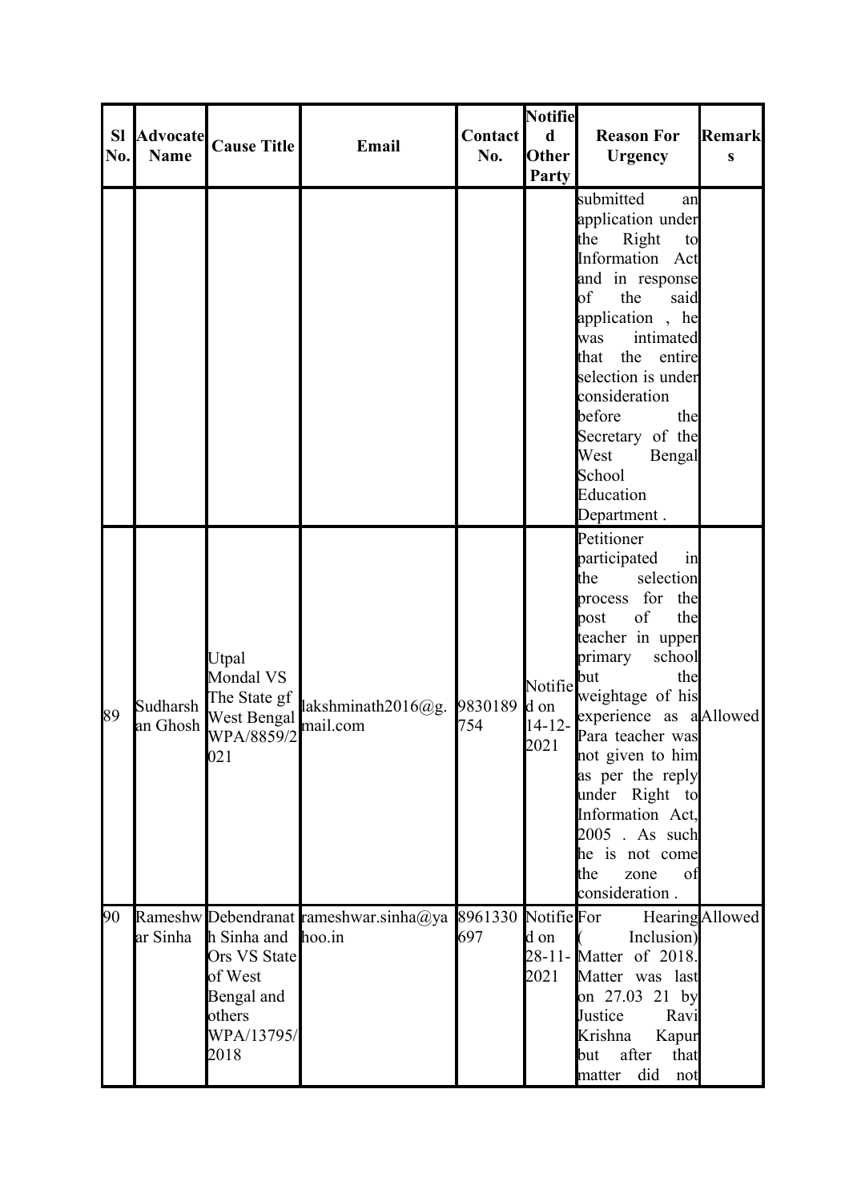| Sl No. | Advocate Name | Cause Title | Email | Contact No. | Notified Other Party | Reason For Urgency | Remarks |
|---|---|---|---|---|---|---|---|
| | | | | | | submitted an application under the Right to Information Act and in response of the said application , he was intimated that the entire selection is under consideration before the Secretary of the West Bengal School Education Department . | |
| 89 | Sudharshan Ghosh | Utpal Mondal VS The State gf West Bengal WPA/8859/2021 | lakshminath2016@gmail.com | 9830189754 | Notified on 14-12-2021 | Petitioner participated in the selection process for the post of the teacher in upper primary school but the weightage of his experience as a Para teacher was not given to him as per the reply under Right to Information Act, 2005 . As such he is not come the zone of consideration . | Allowed |
| 90 | Rameshwar Sinha | Debendranath Sinha and Ors VS State of West Bengal and others WPA/13795/2018 | rameshwar.sinha@yahoo.in | 8961330697 | Notified on 28-11-2021 | For Hearing ( Inclusion) Matter of 2018. Matter was last on 27.03 21 by Justice Ravi Krishna Kapur but after that matter did not | Allowed |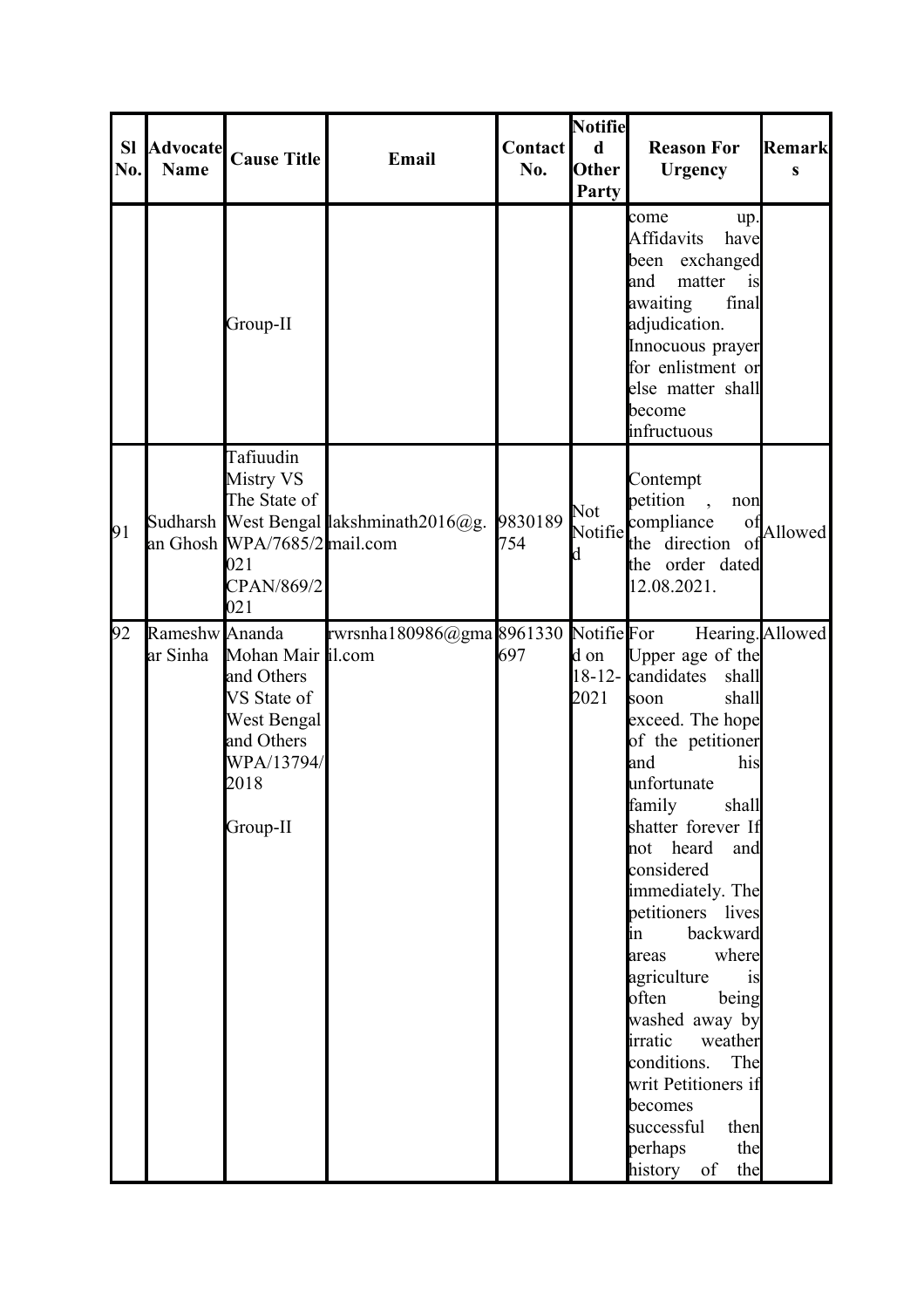| Sl No. | Advocate Name | Cause Title | Email | Contact No. | Notified Other Party | Reason For Urgency | Remarks |
|---|---|---|---|---|---|---|---|
| | | Group-II | | | | come up. Affidavits have been exchanged and matter is awaiting final adjudication. Innocuous prayer for enlistment or else matter shall become infructuous | |
| 91 | Sudharshan Ghosh | Tafiuudin Mistry VS The State of West Bengal WPA/7685/2021 CPAN/869/2021 | lakshminath2016@gmail.com | 9830189754 | Not Notified | Contempt petition , non compliance of the direction of the order dated 12.08.2021. | Allowed |
| 92 | Rameshwar Sinha | Ananda Mohan Mair and Others VS State of West Bengal and Others WPA/13794/2018 Group-II | rwrsnha180986@gmail.com | 8961330697 | Notified on 18-12-2021 | For Hearing. Upper age of the candidates shall soon shall exceed. The hope of the petitioner and his unfortunate family shall shatter forever If not heard and considered immediately. The petitioners lives in backward areas where agriculture is often being washed away by irratic weather conditions. The writ Petitioners if becomes successful then perhaps the history of the | Allowed |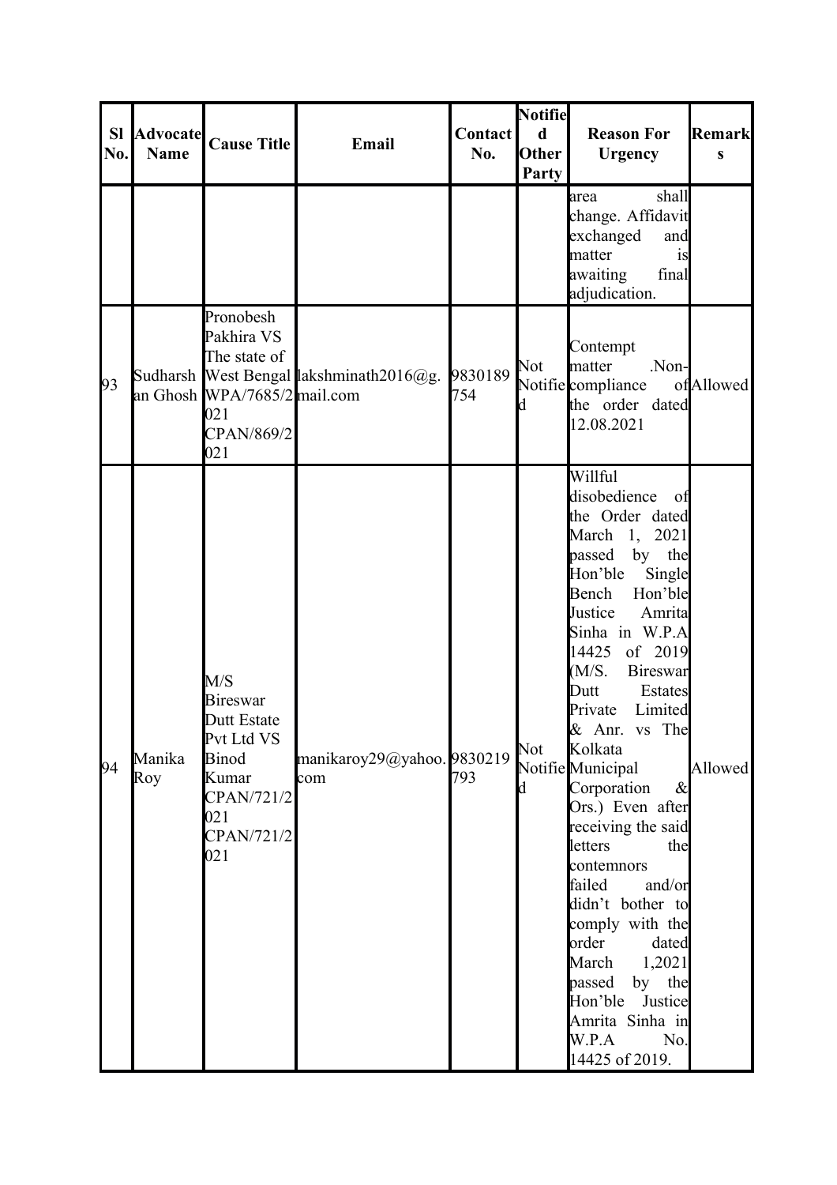| Sl No. | Advocate Name | Cause Title | Email | Contact No. | Notified Other Party | Reason For Urgency | Remarks |
|---|---|---|---|---|---|---|---|
| | | | | | | area shall change. Affidavit exchanged and matter is awaiting final adjudication. | |
| 93 | Sudharshan Ghosh | Pronobesh Pakhira VS The state of West Bengal WPA/7685/2021 CPAN/869/2021 | lakshminath2016@gmail.com | 9830189754 | Not Notified | Contempt matter .Non-compliance of the order dated 12.08.2021 | Allowed |
| 94 | Manika Roy | M/S Bireswar Dutt Estate Pvt Ltd VS Binod Kumar CPAN/721/2021 CPAN/721/2021 | manikaroy29@yahoo.com | 9830219793 | Not Notified | Willful disobedience of the Order dated March 1, 2021 passed by the Hon'ble Single Bench Hon'ble Justice Amrita Sinha in W.P.A 14425 of 2019 (M/S. Bireswar Dutt Estates Private Limited & Anr. vs The Kolkata Municipal Corporation & Ors.) Even after receiving the said letters the contemnors failed and/or didn't bother to comply with the order dated March 1,2021 passed by the Hon'ble Justice Amrita Sinha in W.P.A No. 14425 of 2019. | Allowed |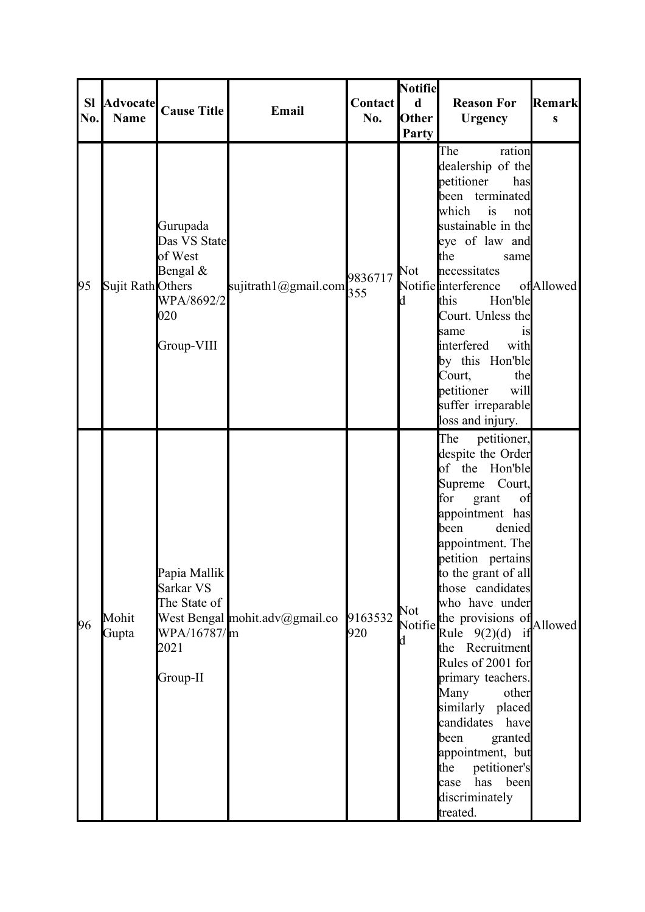| Sl No. | Advocate Name | Cause Title | Email | Contact No. | Notified Other Party | Reason For Urgency | Remarks |
|---|---|---|---|---|---|---|---|
| 95 | Sujit Rath | Gurupada Das VS State of West Bengal & Others WPA/8692/2020 Group-VIII | sujitrath1@gmail.com | 9836717355 | Not Notified | The ration dealership of the petitioner has been terminated which is not sustainable in the eye of law and the same necessitates interference of this Hon'ble Court. Unless the same is interfered with by this Hon'ble Court, the petitioner will suffer irreparable loss and injury. | Allowed |
| 96 | Mohit Gupta | Papia Mallik Sarkar VS The State of West Bengal WPA/16787/2021 Group-II | mohit.adv@gmail.com | 9163532920 | Not Notified | The petitioner, despite the Order of the Hon'ble Supreme Court, for grant of appointment has been denied appointment. The petition pertains to the grant of all those candidates who have under the provisions of Rule 9(2)(d) if the Recruitment Rules of 2001 for primary teachers. Many other similarly placed candidates have been granted appointment, but the petitioner's case has been discriminately treated. | Allowed |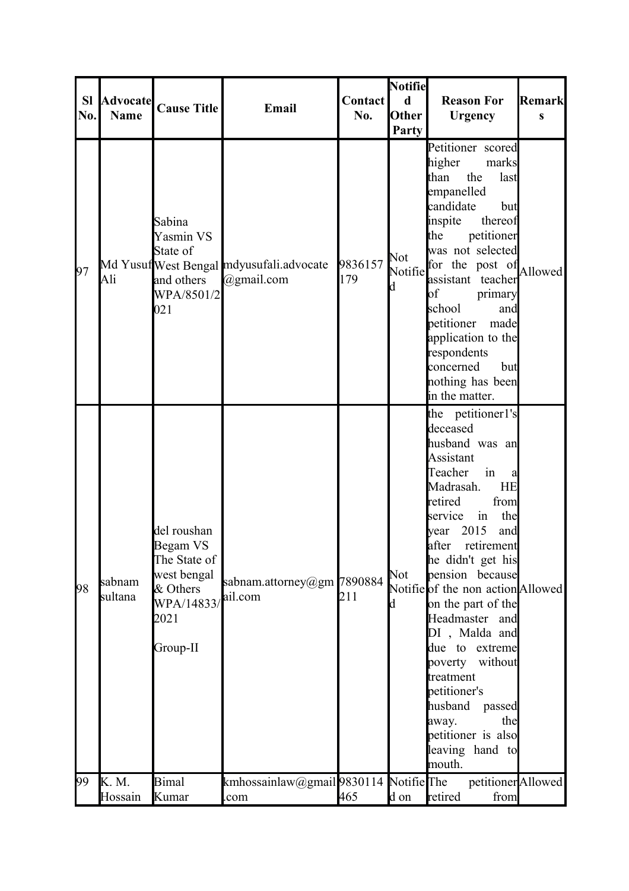| Sl No. | Advocate Name | Cause Title | Email | Contact No. | Notified Other Party | Reason For Urgency | Remarks |
|---|---|---|---|---|---|---|---|
| 97 | Md Yusuf Ali | Sabina Yasmin VS State of West Bengal and others WPA/8501/2021 | mdyusufali.advocate@gmail.com | 9836157179 | Not Notified | Petitioner scored higher marks than the last empanelled candidate but inspite thereof the petitioner was not selected for the post of assistant teacher of primary school and petitioner made application to the respondents concerned but nothing has been in the matter. | Allowed |
| 98 | sabnam sultana | del roushan Begam VS The State of west bengal & Others WPA/14833/2021<br><br>Group-II | sabnam.attorney@gmail.com | 7890884211 | Not Notified | the petitioner1's deceased husband was an Assistant Teacher in a Madrasah. HE retired from service in the year 2015 and after retirement he didn't get his pension because of the non action on the part of the Headmaster and DI , Malda and due to extreme poverty without treatment petitioner's husband passed away. the petitioner is also leaving hand to mouth. | Allowed |
| 99 | K. M. Hossain | Bimal Kumar | kmhossainlaw@gmail.com | 9830114465 | Notified on | The petitioner retired from | Allowed |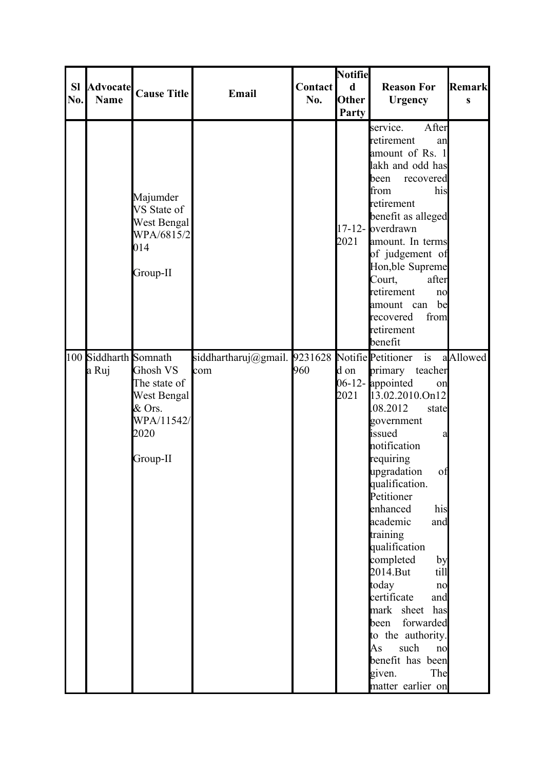| Sl No. | Advocate Name | Cause Title | Email | Contact No. | Notified Other Party | Reason For Urgency | Remarks |
|---|---|---|---|---|---|---|---|
| | | Majumder VS State of West Bengal WPA/6815/2014 Group-II | | | 17-12-2021 | service. After retirement an amount of Rs. 1 lakh and odd has been recovered from his retirement benefit as alleged overdrawn amount. In terms of judgement of Hon,ble Supreme Court, after retirement no amount can be recovered from retirement benefit | |
| 100 | Siddhartha Ruj | Somnath Ghosh VS The state of West Bengal & Ors. WPA/11542/2020 Group-II | siddhartharuj@gmail.com | 9231628960 | Notified on 06-12-2021 | Petitioner is a primary teacher appointed on 13.02.2010.On12.08.2012 state government issued a notification requiring upgradation of qualification. Petitioner enhanced his academic and training qualification completed by 2014.But till today no certificate and mark sheet has been forwarded to the authority. As such no benefit has been given. The matter earlier on | Allowed |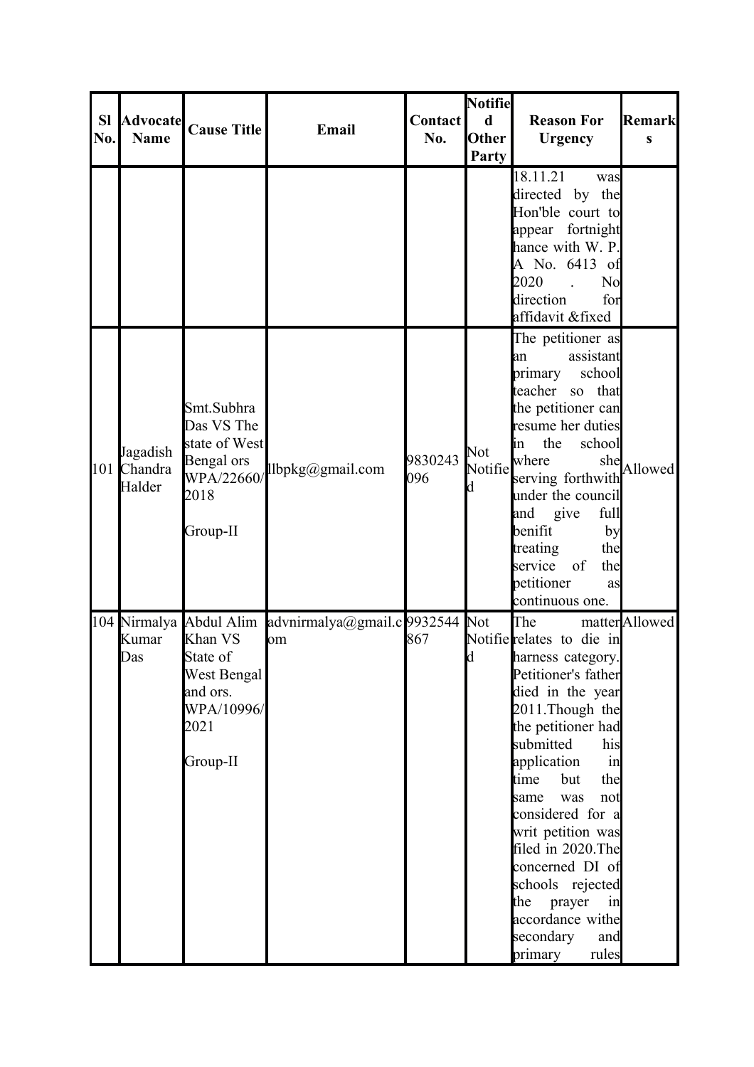| Sl No. | Advocate Name | Cause Title | Email | Contact No. | Notified Other Party | Reason For Urgency | Remarks |
|---|---|---|---|---|---|---|---|
| | | | | | | 18.11.21 was directed by the Hon'ble court to appear fortnight hance with W. P. A No. 6413 of 2020 . No direction for affidavit &fixed | |
| 101 | Jagadish Chandra Halder | Smt.Subhra Das VS The state of West Bengal ors WPA/22660/2018<br><br>Group-II | llbpkg@gmail.com | 9830243096 | Not Notified | The petitioner as an assistant primary school teacher so that the petitioner can resume her duties in the school where she serving forthwith under the council and give full benifit by treating the service of the petitioner as continuous one. | Allowed |
| 104 | Nirmalya Kumar Das | Abdul Alim Khan VS State of West Bengal and ors. WPA/10996/2021<br><br>Group-II | advnirmalya@gmail.com | 9932544867 | Not Notified | The matter relates to die in harness category. Petitioner's father died in the year 2011.Though the the petitioner had submitted his application in time but the same was not considered for a writ petition was filed in 2020.The concerned DI of schools rejected the prayer in accordance withe secondary and primary rules | Allowed |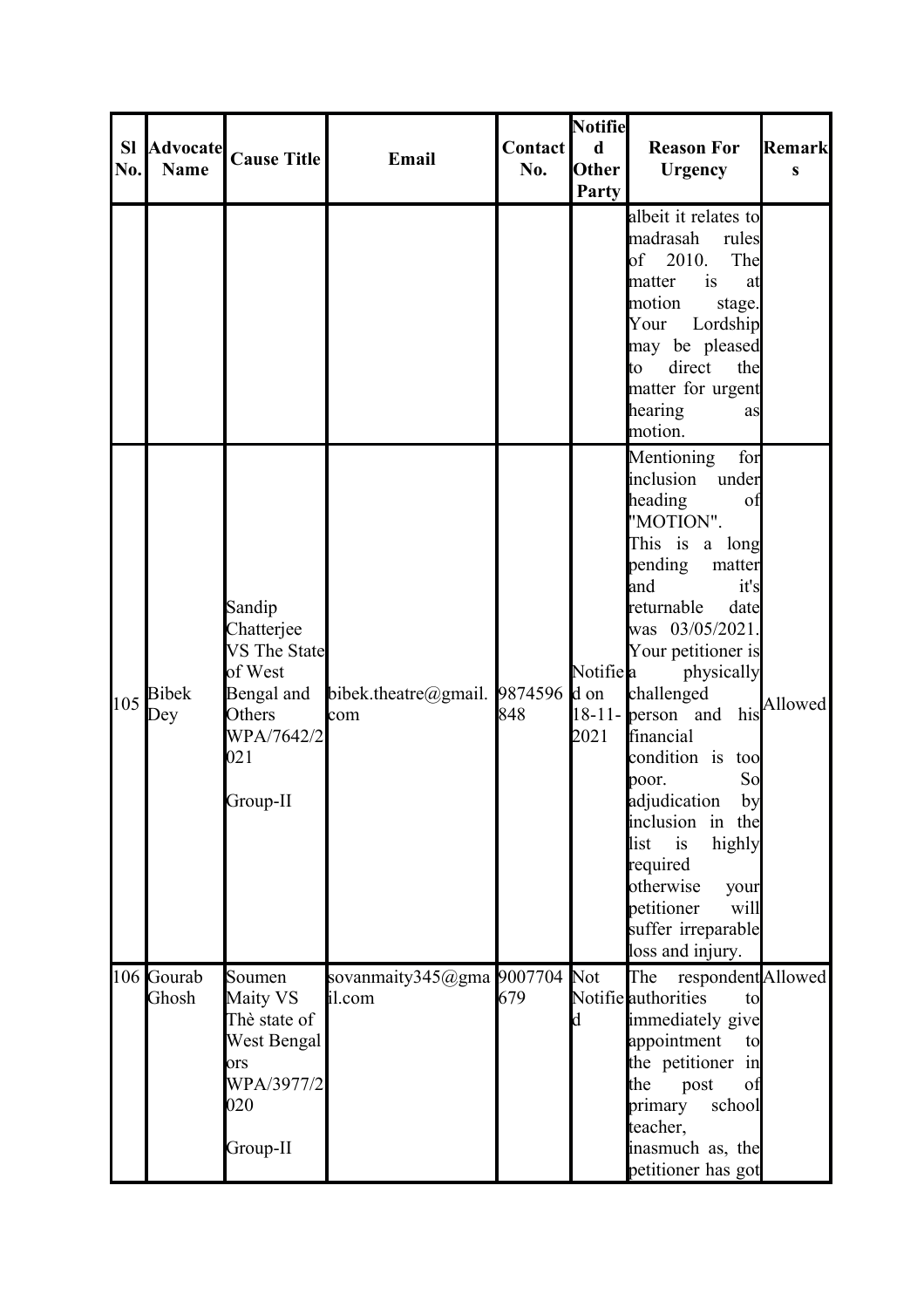| Sl No. | Advocate Name | Cause Title | Email | Contact No. | Notified Other Party | Reason For Urgency | Remarks |
|---|---|---|---|---|---|---|---|
| | | | | | | albeit it relates to madrasah rules of 2010. The matter is at motion stage. Your Lordship may be pleased to direct the matter for urgent hearing as motion. | |
| 105 | Bibek Dey | Sandip Chatterjee VS The State of West Bengal and Others WPA/7642/2021 Group-II | bibek.theatre@gmail.com | 9874596848 | Notified on 18-11-2021 | Mentioning for inclusion under heading of "MOTION". This is a long pending matter and it's returnable date was 03/05/2021. Your petitioner is a physically challenged person and his financial condition is too poor. So adjudication by inclusion in the list is highly required otherwise your petitioner will suffer irreparable loss and injury. | Allowed |
| 106 | Gourab Ghosh | Soumen Maity VS Thè state of West Bengal ors WPA/3977/2020 Group-II | sovanmaity345@gmail.com | 9007704679 | Not Notified | The respondent authorities to immediately give appointment to the petitioner in the post of primary school teacher, inasmuch as, the petitioner has got | Allowed |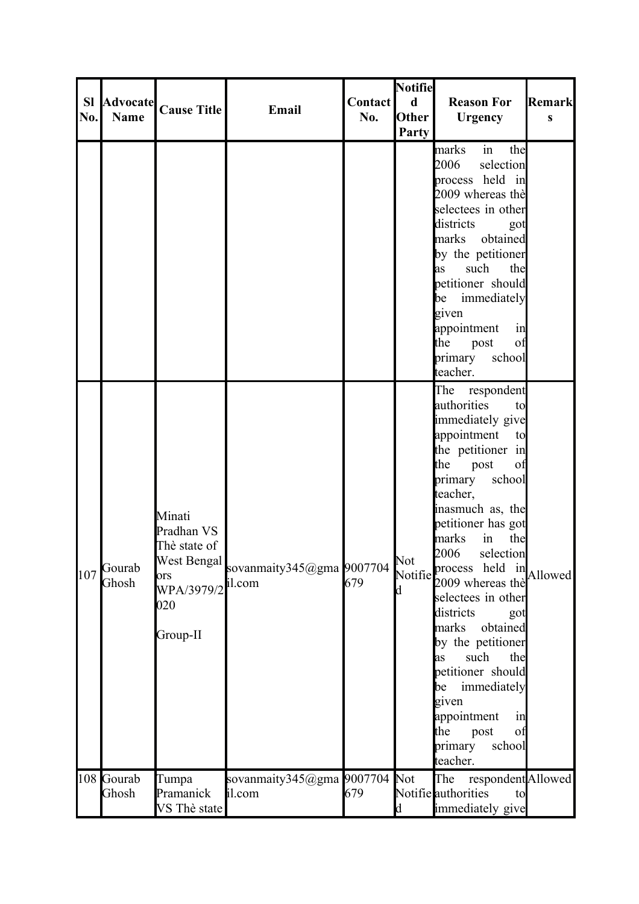| Sl No. | Advocate Name | Cause Title | Email | Contact No. | Notified Other Party | Reason For Urgency | Remarks |
|---|---|---|---|---|---|---|---|
| | | | | | | marks in the 2006 selection process held in 2009 whereas thè selectees in other districts got marks obtained by the petitioner as such the petitioner should be immediately given appointment in the post of primary school teacher. | |
| 107 | Gourab Ghosh | Minati Pradhan VS Thè state of West Bengal ors WPA/3979/2020 Group-II | sovanmaity345@gmail.com | 9007704679 | Not Notified | The respondent authorities to immediately give appointment to the petitioner in the post of primary school teacher, inasmuch as, the petitioner has got marks in the 2006 selection process held in 2009 whereas thè selectees in other districts got marks obtained by the petitioner as such the petitioner should be immediately given appointment in the post of primary school teacher. | Allowed |
| 108 | Gourab Ghosh | Tumpa Pramanick VS Thè state | sovanmaity345@gmail.com | 9007704679 | Not Notified | The respondent authorities to immediately give | Allowed |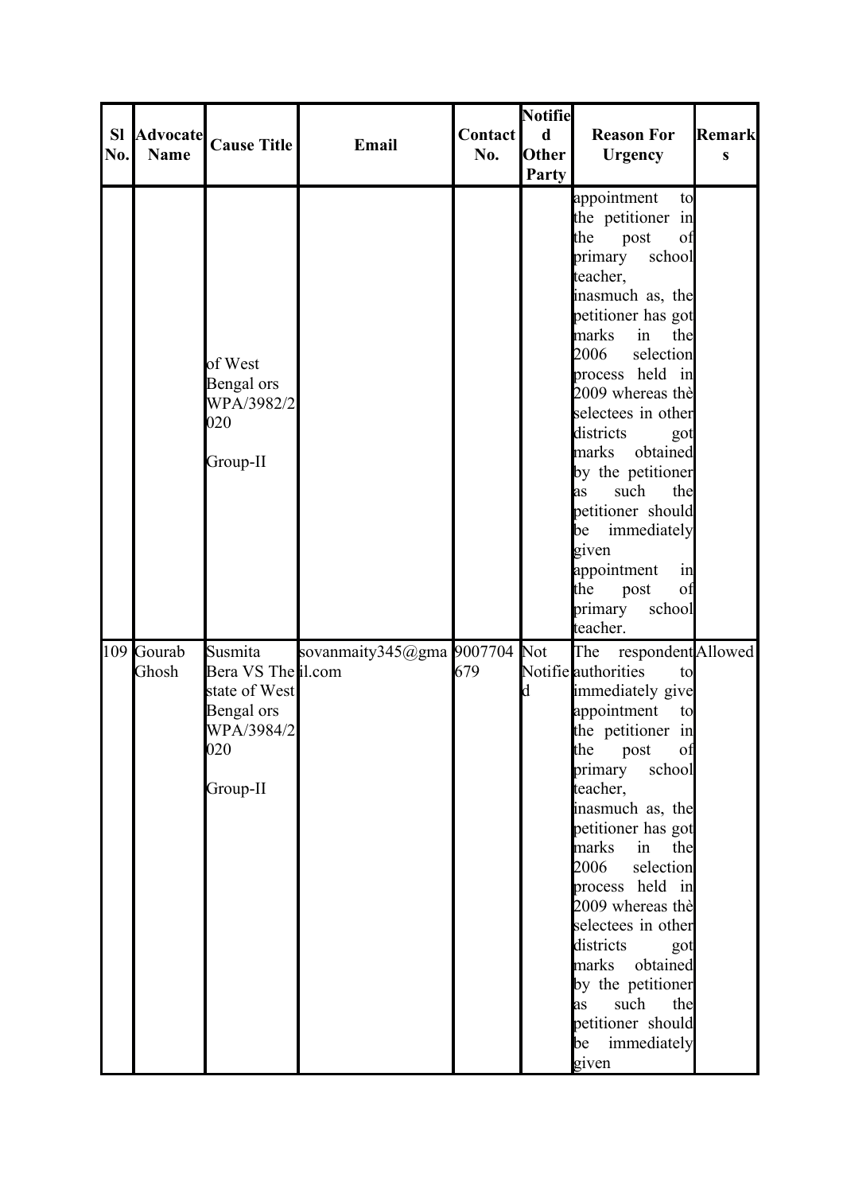| Sl No. | Advocate Name | Cause Title | Email | Contact No. | Notified Other Party | Reason For Urgency | Remarks |
|---|---|---|---|---|---|---|---|
| | | of West Bengal ors WPA/3982/2020 Group-II | | | | appointment to the petitioner in the post of primary school teacher, inasmuch as, the petitioner has got marks in the 2006 selection process held in 2009 whereas thè selectees in other districts got marks obtained by the petitioner as such the petitioner should be immediately given appointment in the post of primary school teacher. | |
| 109 | Gourab Ghosh | Susmita Bera VS The state of West Bengal ors WPA/3984/2020 Group-II | sovanmaity345@gmail.com | 9007704679 | Not Notified | The respondent authorities to immediately give appointment to the petitioner in the post of primary school teacher, inasmuch as, the petitioner has got marks in the 2006 selection process held in 2009 whereas thè selectees in other districts got marks obtained by the petitioner as such the petitioner should be immediately given | Allowed |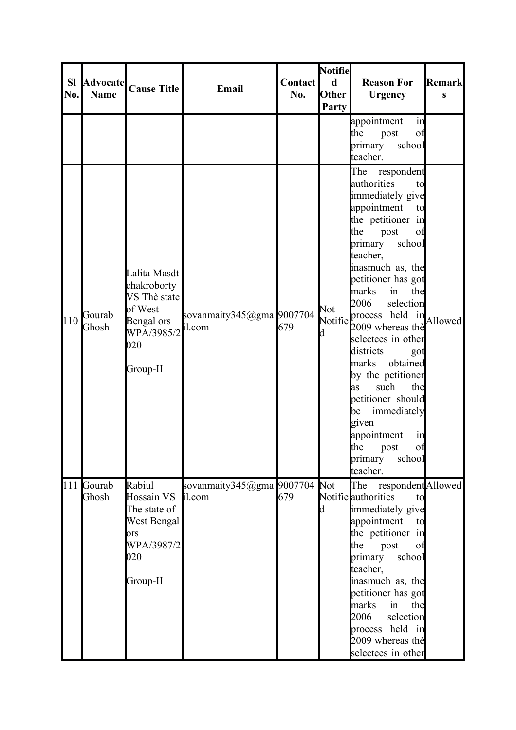| Sl No. | Advocate Name | Cause Title | Email | Contact No. | Notified Other Party | Reason For Urgency | Remarks |
|---|---|---|---|---|---|---|---|
| | | | | | | appointment in the post of primary school teacher. | |
| 110 | Gourab Ghosh | Lalita Masdt chakroborty VS Thè state of West Bengal ors WPA/3985/2020 Group-II | sovanmaity345@gmail.com | 9007704679 | Not Notified | The respondent authorities to immediately give appointment to the petitioner in the post of primary school teacher, inasmuch as, the petitioner has got marks in the 2006 selection process held in 2009 whereas thè selectees in other districts got marks obtained by the petitioner as such the petitioner should be immediately given appointment in the post of primary school teacher. | Allowed |
| 111 | Gourab Ghosh | Rabiul Hossain VS The state of West Bengal ors WPA/3987/2020 Group-II | sovanmaity345@gmail.com | 9007704679 | Not Notified | The respondent authorities to immediately give appointment to the petitioner in the post of primary school teacher, inasmuch as, the petitioner has got marks in the 2006 selection process held in 2009 whereas thè selectees in other | Allowed |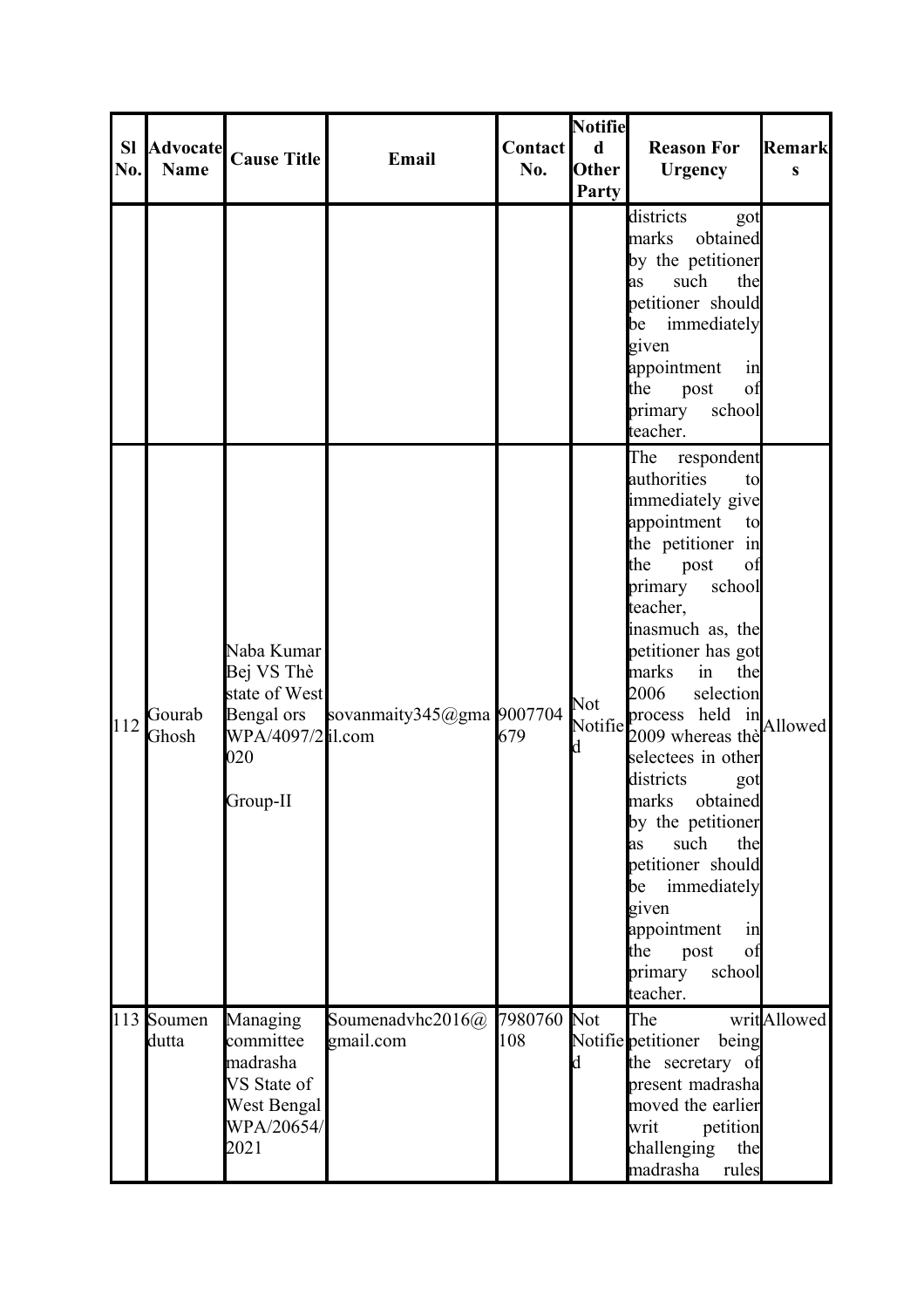| Sl No. | Advocate Name | Cause Title | Email | Contact No. | Notified Other Party | Reason For Urgency | Remarks |
|---|---|---|---|---|---|---|---|
| | | | | | | districts got marks obtained by the petitioner as such the petitioner should be immediately given appointment in the post of primary school teacher. | |
| 112 | Gourab Ghosh | Naba Kumar Bej VS Thè state of West Bengal ors WPA/4097/2020 Group-II | sovanmaity345@gmail.com | 9007704679 | Not Notified | The respondent authorities to immediately give appointment to the petitioner in the post of primary school teacher, inasmuch as, the petitioner has got marks in the 2006 selection process held in 2009 whereas thè selectees in other districts got marks obtained by the petitioner as such the petitioner should be immediately given appointment in the post of primary school teacher. | Allowed |
| 113 | Soumen dutta | Managing committee madrasha VS State of West Bengal WPA/20654/2021 | Soumenadvhc2016@gmail.com | 7980760108 | Not Notified | The writ petitioner being the secretary of present madrasha moved the earlier writ petition challenging the madrasha rules | Allowed |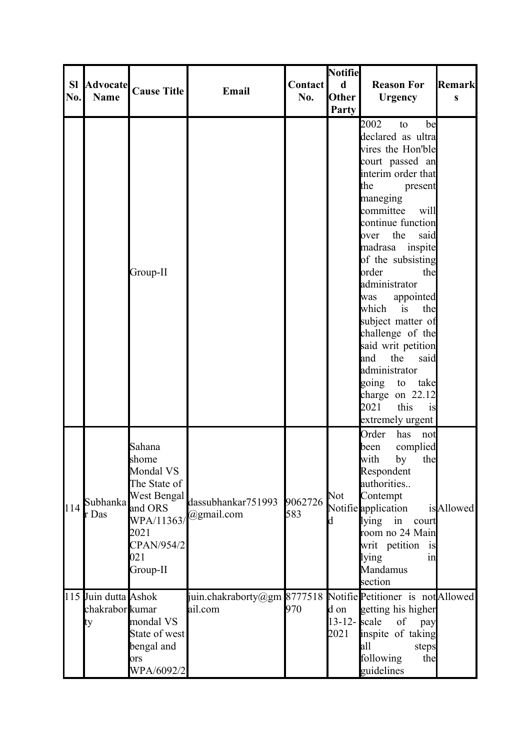| Sl No. | Advocate Name | Cause Title | Email | Contact No. | Notified Other Party | Reason For Urgency | Remarks |
|---|---|---|---|---|---|---|---|
| | | Group-II | | | | 2002 to be declared as ultra vires the Hon'ble court passed an interim order that the present maneging committee will continue function over the said madrasa inspite of the subsisting order the administrator was appointed which is the subject matter of challenge of the said writ petition and the said administrator going to take charge on 22.12 2021 this is extremely urgent | |
| 114 | Subhankar Das | Sahana shome Mondal VS The State of West Bengal and ORS WPA/11363/2021 CPAN/954/2021 Group-II | dassubhankar751993@gmail.com | 9062726583 | Not Notified | Order has not been complied with by the Respondent authorities.. Contempt application is lying in court room no 24 Main writ petition is lying in Mandamus section | Allowed |
| 115 | Juin dutta chakraborty | Ashok kumar mondal VS State of west bengal and ors WPA/6092/2 | juin.chakraborty@gmail.com | 8777518970 | Notified on 13-12-2021 | Petitioner is not getting his higher scale of pay inspite of taking all steps following the guidelines | Allowed |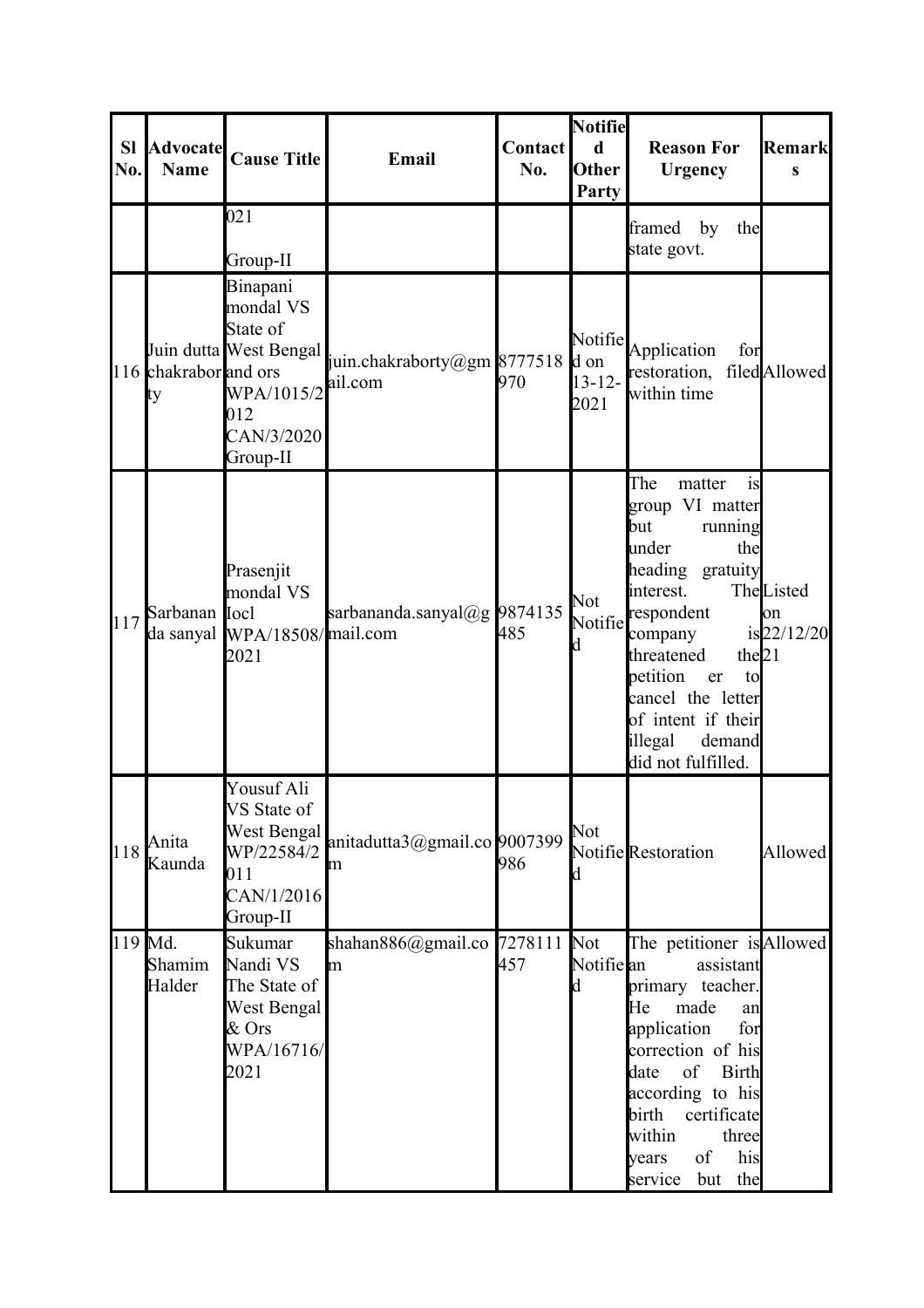| Sl No. | Advocate Name | Cause Title | Email | Contact No. | Notified Other Party | Reason For Urgency | Remarks |
|---|---|---|---|---|---|---|---|
| | | 021 Group-II | | | | framed by the state govt. | |
| 116 | Juin dutta chakraborty | Binapani mondal VS State of West Bengal and ors WPA/1015/2012 CAN/3/2020 Group-II | juin.chakraborty@gmail.com | 8777518970 | Notified on 13-12-2021 | Application for restoration, filed within time | Allowed |
| 117 | Sarbananda sanyal | Prasenjit mondal VS Iocl WPA/18508/2021 | sarbananda.sanyal@gmail.com | 9874135485 | Not Notified | The matter is group VI matter but running under the heading gratuity interest. The respondent company threatened the petition er to cancel the letter of intent if their illegal demand did not fulfilled. | Listed on is 22/12/2021 |
| 118 | Anita Kaunda | Yousuf Ali VS State of West Bengal WP/22584/2011 CAN/1/2016 Group-II | anitadutta3@gmail.com | 9007399986 | Not Notified | Restoration | Allowed |
| 119 | Md. Shamim Halder | Sukumar Nandi VS The State of West Bengal & Ors WPA/16716/2021 | shahan886@gmail.com | 7278111457 | Not Notified | The petitioner is an assistant primary teacher. He made an application for correction of his date of Birth according to his birth certificate within three years of his service but the | Allowed |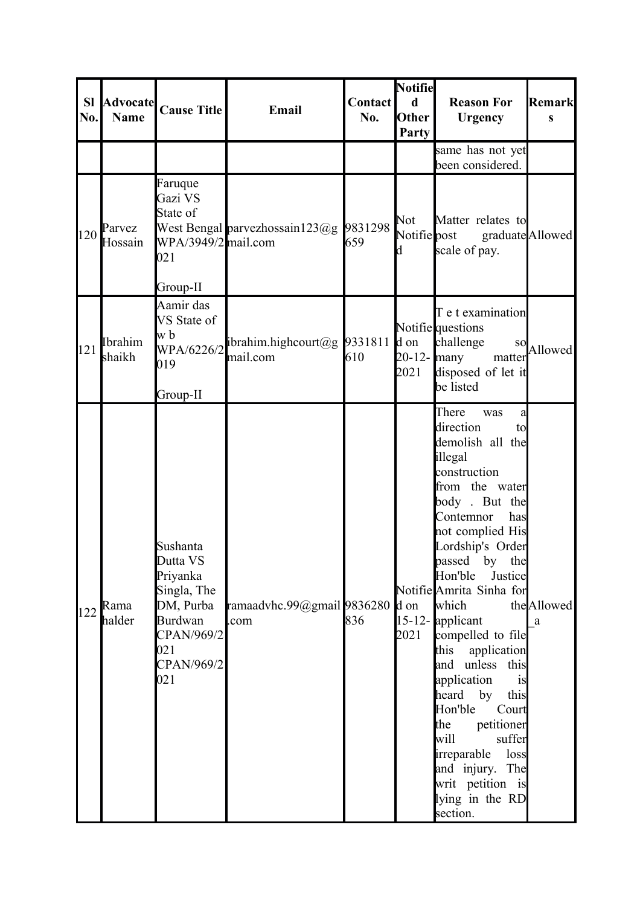| Sl No. | Advocate Name | Cause Title | Email | Contact No. | Notified Other Party | Reason For Urgency | Remarks |
|---|---|---|---|---|---|---|---|
| | | | | | | same has not yet been considered. | |
| 120 | Parvez Hossain | Faruque Gazi VS State of West Bengal WPA/3949/2021 Group-II | parvezhossain123@gmail.com | 9831298659 | Not Notified | Matter relates to post graduate scale of pay. | Allowed |
| 121 | Ibrahim shaikh | Aamir das VS State of w b WPA/6226/2019 Group-II | ibrahim.highcourt@gmail.com | 9331811610 | Notified on 20-12-2021 | T e t examination questions challenge so many matter disposed of let it be listed | Allowed |
| 122 | Rama halder | Sushanta Dutta VS Priyanka Singla, The DM, Purba Burdwan CPAN/969/2021 CPAN/969/2021 | ramaadvhc.99@gmail.com | 9836280836 | Notified on 15-12-2021 | There was a direction to demolish all the illegal construction from the water body . But the Contemnor has not complied His Lordship's Order passed by the Hon'ble Justice Amrita Sinha for which the applicant compelled to file this application and unless this application is heard by this Hon'ble Court the petitioner will suffer irreparable loss and injury. The writ petition is lying in the RD section. | Allowed_a |